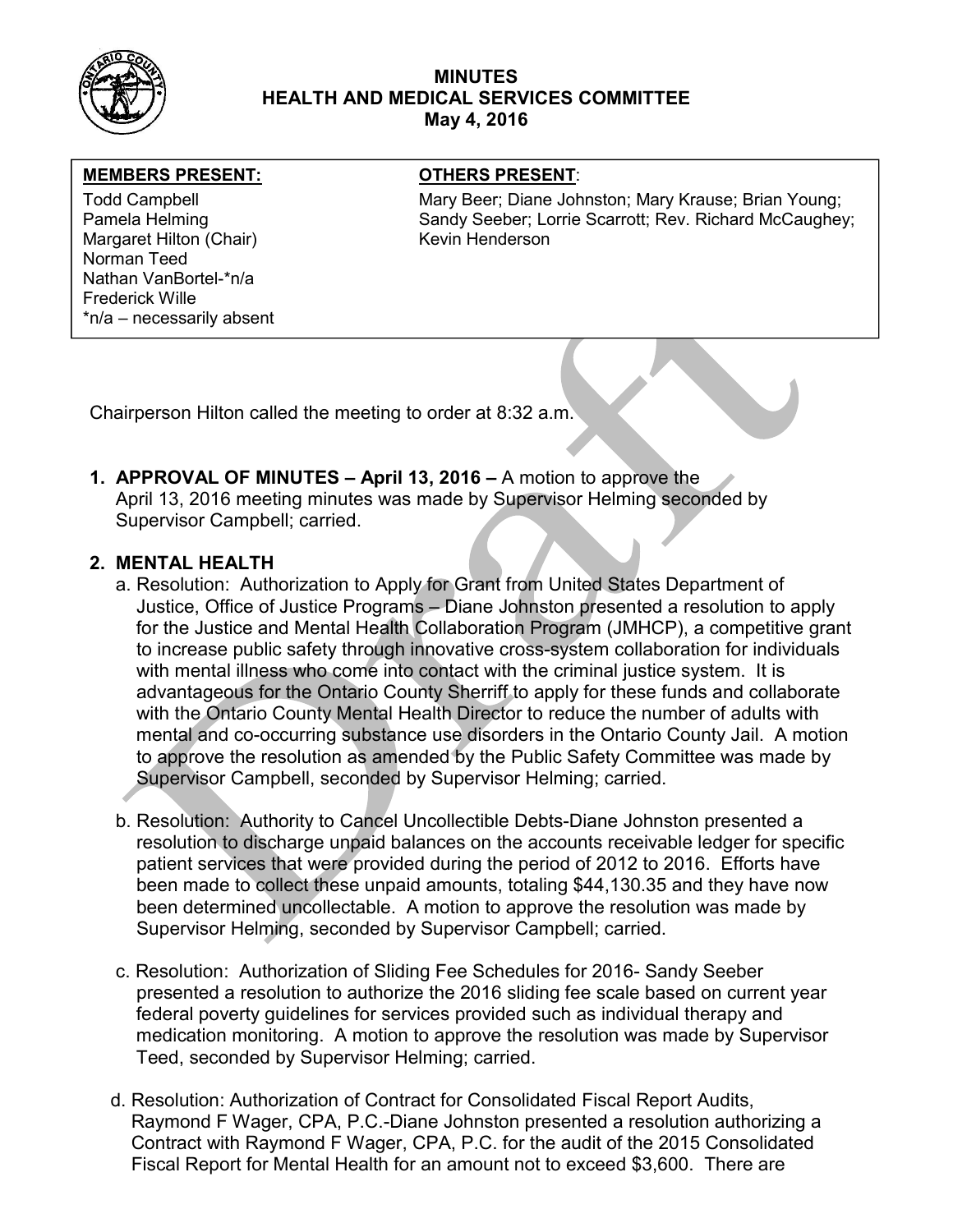# MINUTES
## HEALTH AND MEDICAL SERVICES COMMITTEE
### May 4, 2016

| MEMBERS PRESENT: | OTHERS PRESENT: |
|---|---|
| Todd Campbell<br>Pamela Helming<br>Margaret Hilton (Chair)<br>Norman Teed<br>Nathan VanBortel-*n/a<br>Frederick Wille<br>*n/a – necessarily absent | Mary Beer; Diane Johnston; Mary Krause; Brian Young; Sandy Seeber; Lorrie Scarrott; Rev. Richard McCaughey; Kevin Henderson |

Chairperson Hilton called the meeting to order at 8:32 a.m.

1. **APPROVAL OF MINUTES – April 13, 2016 –** A motion to approve the April 13, 2016 meeting minutes was made by Supervisor Helming seconded by Supervisor Campbell; carried.

2. **MENTAL HEALTH**

   a. Resolution: Authorization to Apply for Grant from United States Department of Justice, Office of Justice Programs – Diane Johnston presented a resolution to apply for the Justice and Mental Health Collaboration Program (JMHCP), a competitive grant to increase public safety through innovative cross-system collaboration for individuals with mental illness who come into contact with the criminal justice system. It is advantageous for the Ontario County Sherriff to apply for these funds and collaborate with the Ontario County Mental Health Director to reduce the number of adults with mental and co-occurring substance use disorders in the Ontario County Jail. A motion to approve the resolution as amended by the Public Safety Committee was made by Supervisor Campbell, seconded by Supervisor Helming; carried.

   b. Resolution: Authority to Cancel Uncollectible Debts-Diane Johnston presented a resolution to discharge unpaid balances on the accounts receivable ledger for specific patient services that were provided during the period of 2012 to 2016. Efforts have been made to collect these unpaid amounts, totaling $44,130.35 and they have now been determined uncollectable. A motion to approve the resolution was made by Supervisor Helming, seconded by Supervisor Campbell; carried.

   c. Resolution: Authorization of Sliding Fee Schedules for 2016- Sandy Seeber presented a resolution to authorize the 2016 sliding fee scale based on current year federal poverty guidelines for services provided such as individual therapy and medication monitoring. A motion to approve the resolution was made by Supervisor Teed, seconded by Supervisor Helming; carried.

   d. Resolution: Authorization of Contract for Consolidated Fiscal Report Audits, Raymond F Wager, CPA, P.C.-Diane Johnston presented a resolution authorizing a Contract with Raymond F Wager, CPA, P.C. for the audit of the 2015 Consolidated Fiscal Report for Mental Health for an amount not to exceed $3,600. There are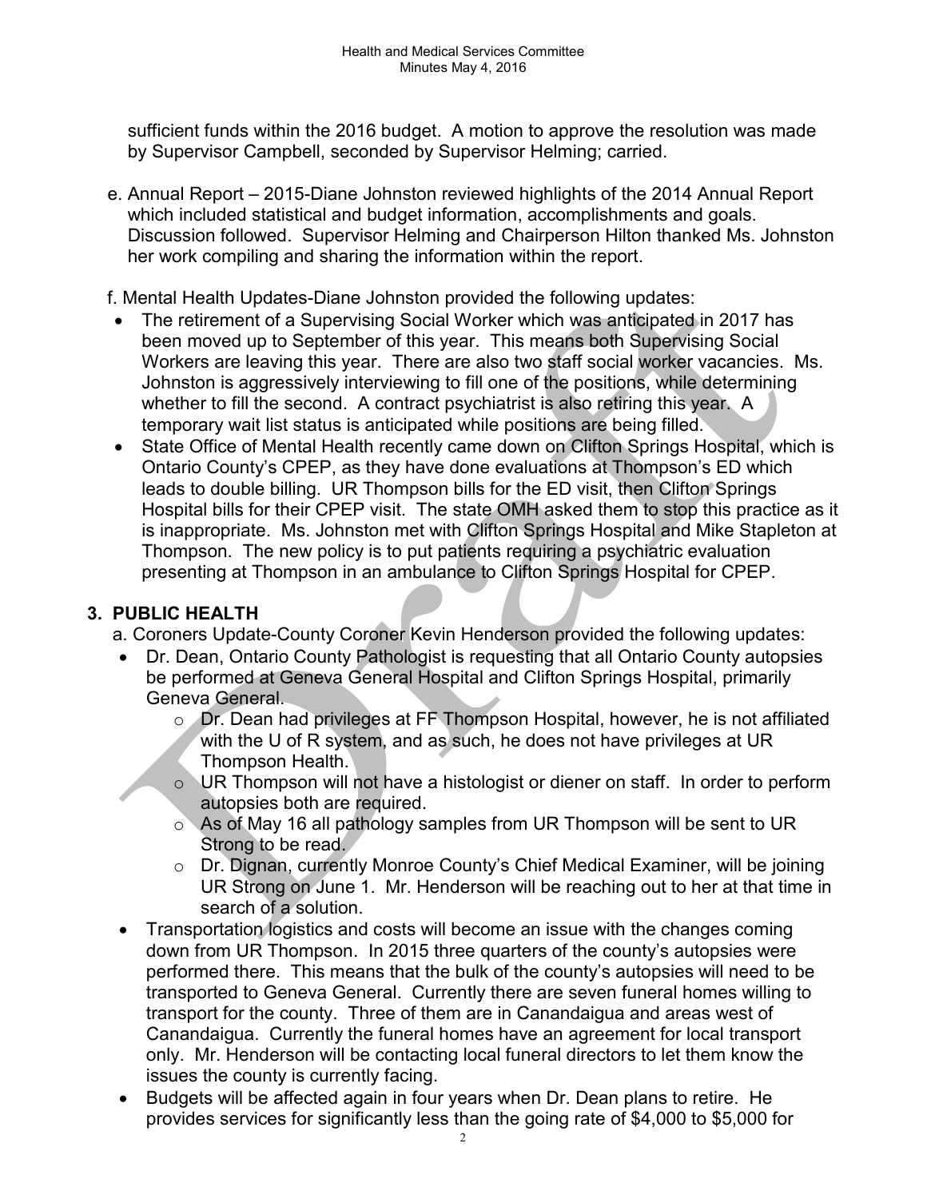sufficient funds within the 2016 budget. A motion to approve the resolution was made by Supervisor Campbell, seconded by Supervisor Helming; carried.

e. Annual Report – 2015-Diane Johnston reviewed highlights of the 2014 Annual Report which included statistical and budget information, accomplishments and goals. Discussion followed. Supervisor Helming and Chairperson Hilton thanked Ms. Johnston her work compiling and sharing the information within the report.

f. Mental Health Updates-Diane Johnston provided the following updates:

- The retirement of a Supervising Social Worker which was anticipated in 2017 has been moved up to September of this year. This means both Supervising Social Workers are leaving this year. There are also two staff social worker vacancies. Ms. Johnston is aggressively interviewing to fill one of the positions, while determining whether to fill the second. A contract psychiatrist is also retiring this year. A temporary wait list status is anticipated while positions are being filled.
- State Office of Mental Health recently came down on Clifton Springs Hospital, which is Ontario County's CPEP, as they have done evaluations at Thompson's ED which leads to double billing. UR Thompson bills for the ED visit, then Clifton Springs Hospital bills for their CPEP visit. The state OMH asked them to stop this practice as it is inappropriate. Ms. Johnston met with Clifton Springs Hospital and Mike Stapleton at Thompson. The new policy is to put patients requiring a psychiatric evaluation presenting at Thompson in an ambulance to Clifton Springs Hospital for CPEP.

## 3. PUBLIC HEALTH

a. Coroners Update-County Coroner Kevin Henderson provided the following updates:

- Dr. Dean, Ontario County Pathologist is requesting that all Ontario County autopsies be performed at Geneva General Hospital and Clifton Springs Hospital, primarily Geneva General.
  - Dr. Dean had privileges at FF Thompson Hospital, however, he is not affiliated with the U of R system, and as such, he does not have privileges at UR Thompson Health.
  - UR Thompson will not have a histologist or diener on staff. In order to perform autopsies both are required.
  - As of May 16 all pathology samples from UR Thompson will be sent to UR Strong to be read.
  - Dr. Dignan, currently Monroe County's Chief Medical Examiner, will be joining UR Strong on June 1. Mr. Henderson will be reaching out to her at that time in search of a solution.
- Transportation logistics and costs will become an issue with the changes coming down from UR Thompson. In 2015 three quarters of the county's autopsies were performed there. This means that the bulk of the county's autopsies will need to be transported to Geneva General. Currently there are seven funeral homes willing to transport for the county. Three of them are in Canandaigua and areas west of Canandaigua. Currently the funeral homes have an agreement for local transport only. Mr. Henderson will be contacting local funeral directors to let them know the issues the county is currently facing.
- Budgets will be affected again in four years when Dr. Dean plans to retire. He provides services for significantly less than the going rate of $4,000 to $5,000 for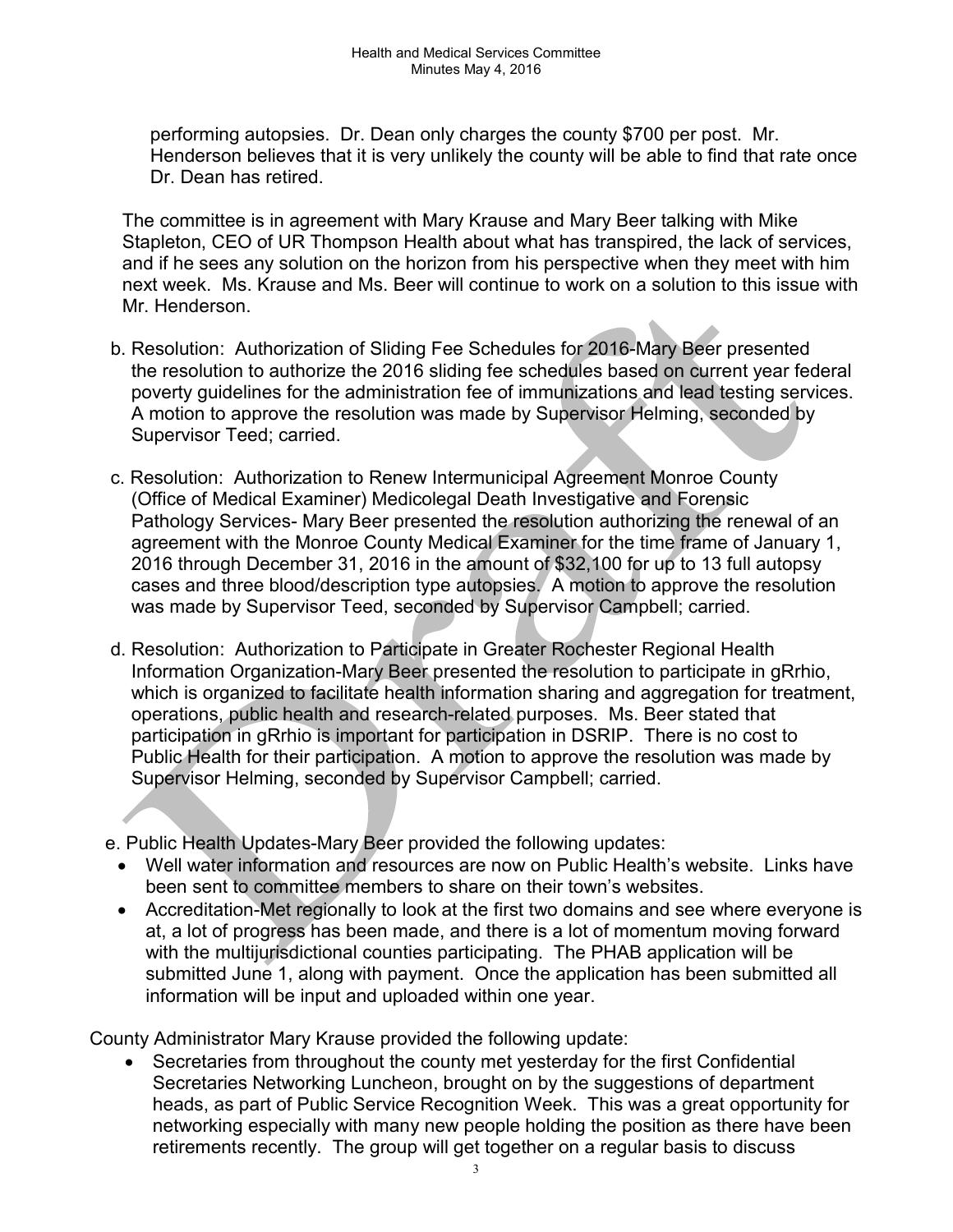performing autopsies. Dr. Dean only charges the county $700 per post. Mr. Henderson believes that it is very unlikely the county will be able to find that rate once Dr. Dean has retired.

The committee is in agreement with Mary Krause and Mary Beer talking with Mike Stapleton, CEO of UR Thompson Health about what has transpired, the lack of services, and if he sees any solution on the horizon from his perspective when they meet with him next week. Ms. Krause and Ms. Beer will continue to work on a solution to this issue with Mr. Henderson.

b. Resolution: Authorization of Sliding Fee Schedules for 2016-Mary Beer presented the resolution to authorize the 2016 sliding fee schedules based on current year federal poverty guidelines for the administration fee of immunizations and lead testing services. A motion to approve the resolution was made by Supervisor Helming, seconded by Supervisor Teed; carried.

c. Resolution: Authorization to Renew Intermunicipal Agreement Monroe County (Office of Medical Examiner) Medicolegal Death Investigative and Forensic Pathology Services- Mary Beer presented the resolution authorizing the renewal of an agreement with the Monroe County Medical Examiner for the time frame of January 1, 2016 through December 31, 2016 in the amount of $32,100 for up to 13 full autopsy cases and three blood/description type autopsies. A motion to approve the resolution was made by Supervisor Teed, seconded by Supervisor Campbell; carried.

d. Resolution: Authorization to Participate in Greater Rochester Regional Health Information Organization-Mary Beer presented the resolution to participate in gRrhio, which is organized to facilitate health information sharing and aggregation for treatment, operations, public health and research-related purposes. Ms. Beer stated that participation in gRrhio is important for participation in DSRIP. There is no cost to Public Health for their participation. A motion to approve the resolution was made by Supervisor Helming, seconded by Supervisor Campbell; carried.

e. Public Health Updates-Mary Beer provided the following updates:

- Well water information and resources are now on Public Health's website. Links have been sent to committee members to share on their town's websites.
- Accreditation-Met regionally to look at the first two domains and see where everyone is at, a lot of progress has been made, and there is a lot of momentum moving forward with the multijurisdictional counties participating. The PHAB application will be submitted June 1, along with payment. Once the application has been submitted all information will be input and uploaded within one year.

County Administrator Mary Krause provided the following update:

- Secretaries from throughout the county met yesterday for the first Confidential Secretaries Networking Luncheon, brought on by the suggestions of department heads, as part of Public Service Recognition Week. This was a great opportunity for networking especially with many new people holding the position as there have been retirements recently. The group will get together on a regular basis to discuss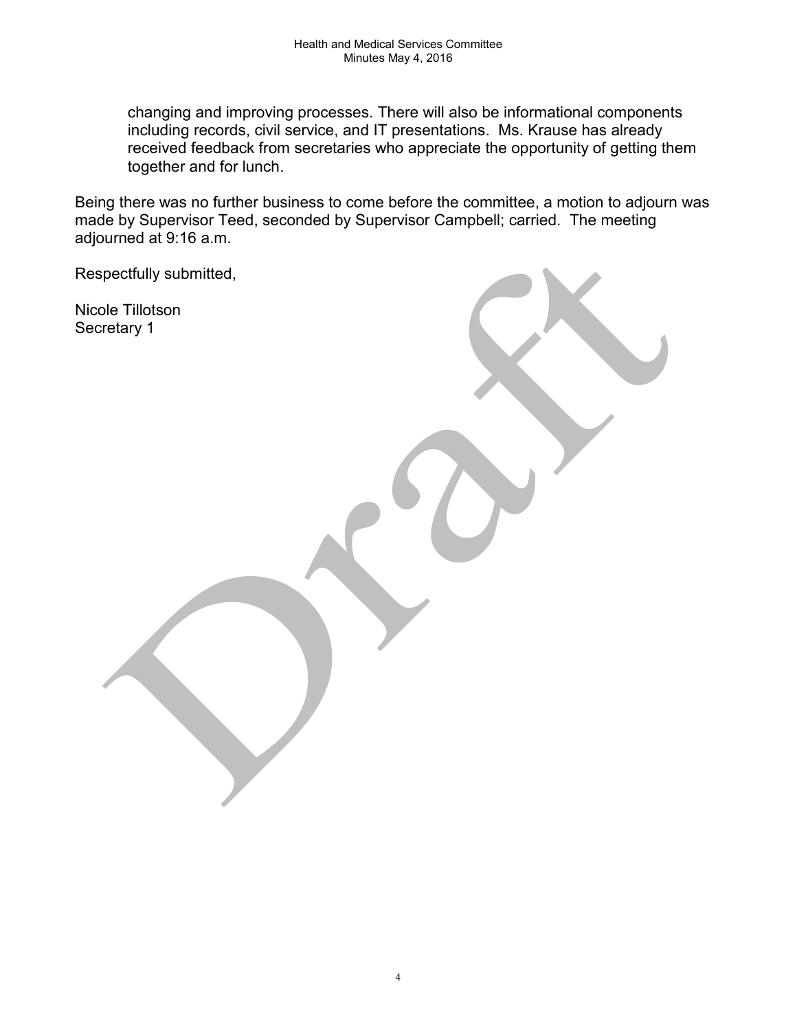changing and improving processes. There will also be informational components including records, civil service, and IT presentations. Ms. Krause has already received feedback from secretaries who appreciate the opportunity of getting them together and for lunch.

Being there was no further business to come before the committee, a motion to adjourn was made by Supervisor Teed, seconded by Supervisor Campbell; carried. The meeting adjourned at 9:16 a.m.

Respectfully submitted,

Nicole Tillotson
Secretary 1

Draft